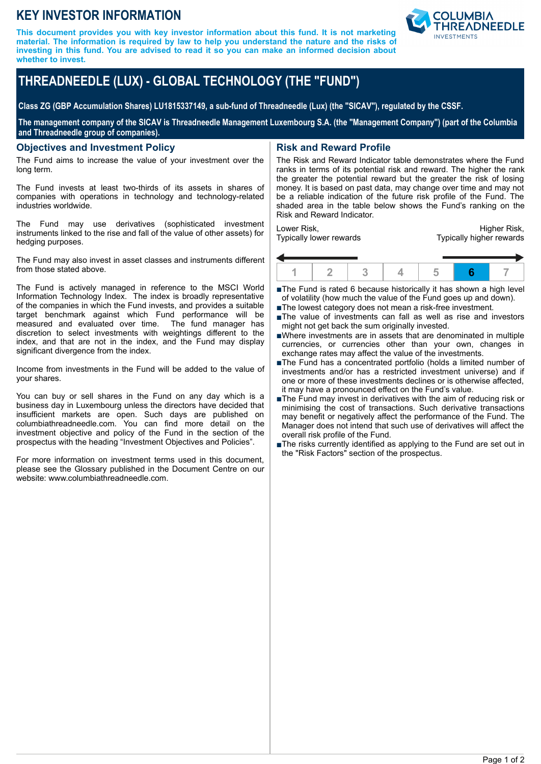# KEY INVESTOR INFORMATION

**This document provides you with key investor information about this fund. It is not marketing material. The information is required by law to help you understand the nature and the risks of investing in this fund. You are advised to read it so you can make an informed decision about whether to invest.**

# THREADNEEDLE (LUX) - GLOBAL TECHNOLOGY (THE "FUND")

**Class ZG (GBP Accumulation Shares) LU1815337149, a sub-fund of Threadneedle (Lux) (the "SICAV"), regulated by the CSSF.**

**The management company of the SICAV is Threadneedle Management Luxembourg S.A. (the "Management Company") (part of the Columbia and Threadneedle group of companies).**

## Objectives and Investment Policy

The Fund aims to increase the value of your investment over the long term.

The Fund invests at least two-thirds of its assets in shares of companies with operations in technology and technology-related industries worldwide.

The Fund may use derivatives (sophisticated investment instruments linked to the rise and fall of the value of other assets) for hedging purposes.

The Fund may also invest in asset classes and instruments different from those stated above.

The Fund is actively managed in reference to the MSCI World Information Technology Index. The index is broadly representative of the companies in which the Fund invests, and provides a suitable target benchmark against which Fund performance will be measured and evaluated over time. The fund manager has discretion to select investments with weightings different to the index, and that are not in the index, and the Fund may display significant divergence from the index.

Income from investments in the Fund will be added to the value of your shares.

You can buy or sell shares in the Fund on any day which is a business day in Luxembourg unless the directors have decided that insufficient markets are open. Such days are published on columbiathreadneedle.com. You can find more detail on the investment objective and policy of the Fund in the section of the prospectus with the heading "Investment Objectives and Policies".

For more information on investment terms used in this document, please see the Glossary published in the Document Centre on our website: www.columbiathreadneedle.com.

## Risk and Reward Profile

The Risk and Reward Indicator table demonstrates where the Fund ranks in terms of its potential risk and reward. The higher the rank the greater the potential reward but the greater the risk of losing money. It is based on past data, may change over time and may not be a reliable indication of the future risk profile of the Fund. The shaded area in the table below shows the Fund's ranking on the Risk and Reward Indicator.

Lower Risk, Typically lower rewards — Higher Risk, Typically higher rewards

| 1 | 2 | 3 | 4 | 5 | **6** | 7 |
|---|---|---|---|---|---|---|

- The Fund is rated 6 because historically it has shown a high level of volatility (how much the value of the Fund goes up and down).
- The lowest category does not mean a risk-free investment.
- The value of investments can fall as well as rise and investors might not get back the sum originally invested.
- Where investments are in assets that are denominated in multiple currencies, or currencies other than your own, changes in exchange rates may affect the value of the investments.
- The Fund has a concentrated portfolio (holds a limited number of investments and/or has a restricted investment universe) and if one or more of these investments declines or is otherwise affected, it may have a pronounced effect on the Fund's value.
- The Fund may invest in derivatives with the aim of reducing risk or minimising the cost of transactions. Such derivative transactions may benefit or negatively affect the performance of the Fund. The Manager does not intend that such use of derivatives will affect the overall risk profile of the Fund.
- The risks currently identified as applying to the Fund are set out in the "Risk Factors" section of the prospectus.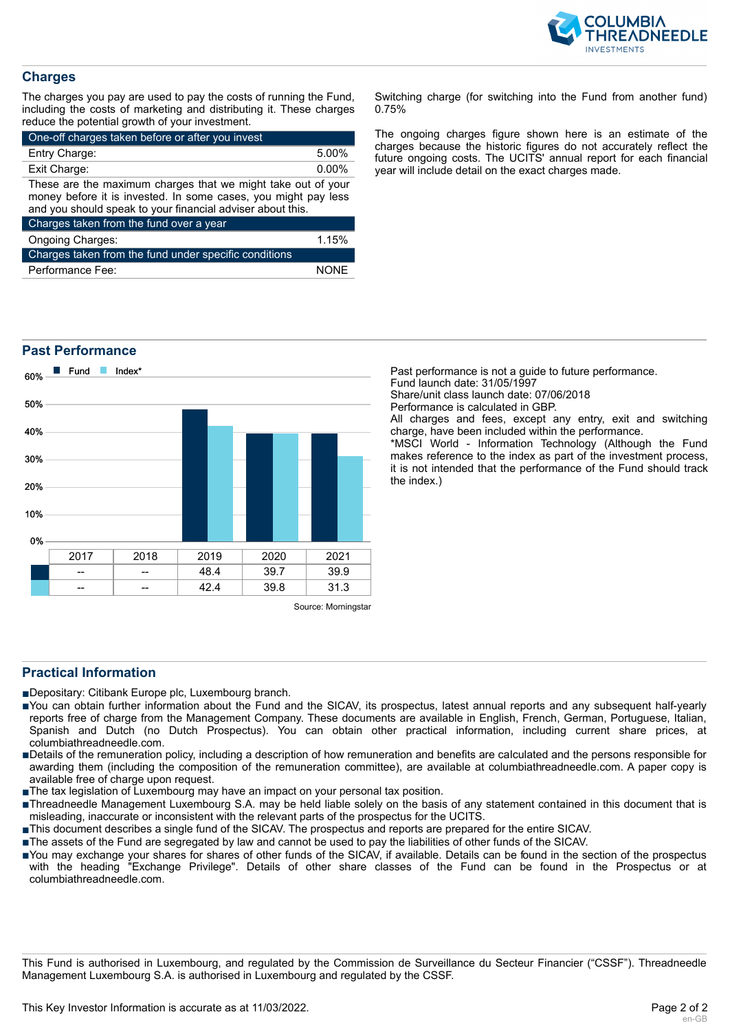## Charges

The charges you pay are used to pay the costs of running the Fund, including the costs of marketing and distributing it. These charges reduce the potential growth of your investment.

| One-off charges taken before or after you invest | |
|---|---|
| Entry Charge: | 5.00% |
| Exit Charge: | 0.00% |
| These are the maximum charges that we might take out of your money before it is invested. In some cases, you might pay less and you should speak to your financial adviser about this. | |
| **Charges taken from the fund over a year** | |
| Ongoing Charges: | 1.15% |
| **Charges taken from the fund under specific conditions** | |
| Performance Fee: | NONE |

Switching charge (for switching into the Fund from another fund) 0.75%

The ongoing charges figure shown here is an estimate of the charges because the historic figures do not accurately reflect the future ongoing costs. The UCITS' annual report for each financial year will include detail on the exact charges made.

## Past Performance

Fund Index*

60%
50%
40%
30%
20%
10%
0%

| | 2017 | 2018 | 2019 | 2020 | 2021 |
|---|---|---|---|---|---|
| Fund | -- | -- | 48.4 | 39.7 | 39.9 |
| Index* | -- | -- | 42.4 | 39.8 | 31.3 |

Source: Morningstar

Past performance is not a guide to future performance.
Fund launch date: 31/05/1997
Share/unit class launch date: 07/06/2018
Performance is calculated in GBP.
All charges and fees, except any entry, exit and switching charge, have been included within the performance.
*MSCI World - Information Technology (Although the Fund makes reference to the index as part of the investment process, it is not intended that the performance of the Fund should track the index.)

## Practical Information

- Depositary: Citibank Europe plc, Luxembourg branch.
- You can obtain further information about the Fund and the SICAV, its prospectus, latest annual reports and any subsequent half-yearly reports free of charge from the Management Company. These documents are available in English, French, German, Portuguese, Italian, Spanish and Dutch (no Dutch Prospectus). You can obtain other practical information, including current share prices, at columbiathreadneedle.com.
- Details of the remuneration policy, including a description of how remuneration and benefits are calculated and the persons responsible for awarding them (including the composition of the remuneration committee), are available at columbiathreadneedle.com. A paper copy is available free of charge upon request.
- The tax legislation of Luxembourg may have an impact on your personal tax position.
- Threadneedle Management Luxembourg S.A. may be held liable solely on the basis of any statement contained in this document that is misleading, inaccurate or inconsistent with the relevant parts of the prospectus for the UCITS.
- This document describes a single fund of the SICAV. The prospectus and reports are prepared for the entire SICAV.
- The assets of the Fund are segregated by law and cannot be used to pay the liabilities of other funds of the SICAV.
- You may exchange your shares for shares of other funds of the SICAV, if available. Details can be found in the section of the prospectus with the heading "Exchange Privilege". Details of other share classes of the Fund can be found in the Prospectus or at columbiathreadneedle.com.

This Fund is authorised in Luxembourg, and regulated by the Commission de Surveillance du Secteur Financier ("CSSF"). Threadneedle Management Luxembourg S.A. is authorised in Luxembourg and regulated by the CSSF.

This Key Investor Information is accurate as at 11/03/2022.